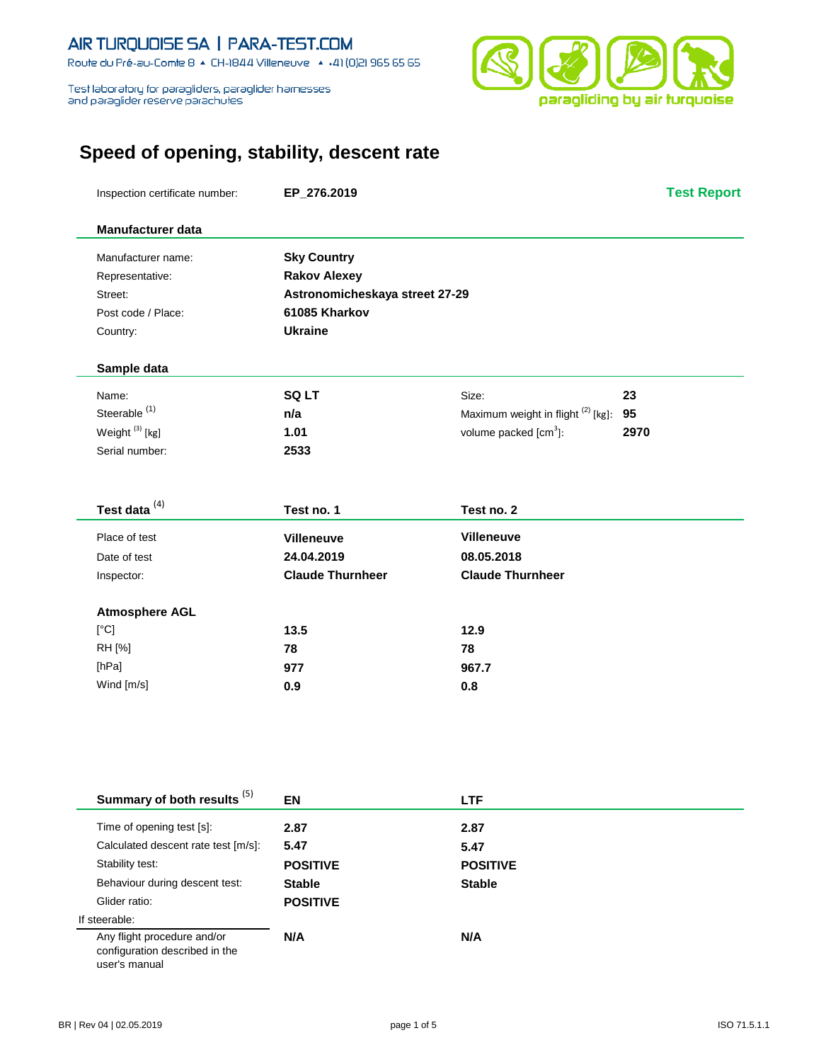AIR TURQUOISE SA | PARA-TEST.COM

Route du Pré-au-Comte 8 ▲ CH-1844 Villeneuve ▲ +41 (0)21 965 65 65

Test laboratory for paragliders, paraglider harnesses and paraglider reserve parachutes

paragliding by air turquoise

# Speed of opening, stability, descent rate

Inspection certificate number: **EP_276.2019** — **Test Report**

## Manufacturer data

| | |
|---|---|
| Manufacturer name: | **Sky Country** |
| Representative: | **Rakov Alexey** |
| Street: | **Astronomicheskaya street 27-29** |
| Post code / Place: | **61085 Kharkov** |
| Country: | **Ukraine** |

## Sample data

| | | | |
|---|---|---|---|
| Name: | **SQ LT** | Size: | **23** |
| Steerable [1] | **n/a** | Maximum weight in flight [2] [kg]: | **95** |
| Weight [3] [kg] | **1.01** | volume packed [$cm^3$]: | **2970** |
| Serial number: | **2533** | | |

## Test data [4]

| | Test no. 1 | Test no. 2 |
|---|---|---|
| Place of test | **Villeneuve** | **Villeneuve** |
| Date of test | **24.04.2019** | **08.05.2018** |
| Inspector: | **Claude Thurnheer** | **Claude Thurnheer** |
| **Atmosphere AGL** | | |
| [°C] | **13.5** | **12.9** |
| RH [%] | **78** | **78** |
| [hPa] | **977** | **967.7** |
| Wind [m/s] | **0.9** | **0.8** |

## Summary of both results [5]

| | EN | LTF |
|---|---|---|
| Time of opening test [s]: | **2.87** | **2.87** |
| Calculated descent rate test [m/s]: | **5.47** | **5.47** |
| Stability test: | **POSITIVE** | **POSITIVE** |
| Behaviour during descent test: | **Stable** | **Stable** |
| Glider ratio: | **POSITIVE** | |
| If steerable: | | |
| Any flight procedure and/or configuration described in the user's manual | **N/A** | **N/A** |

BR | Rev 04 | 02.05.2019 — ISO 71.5.1.1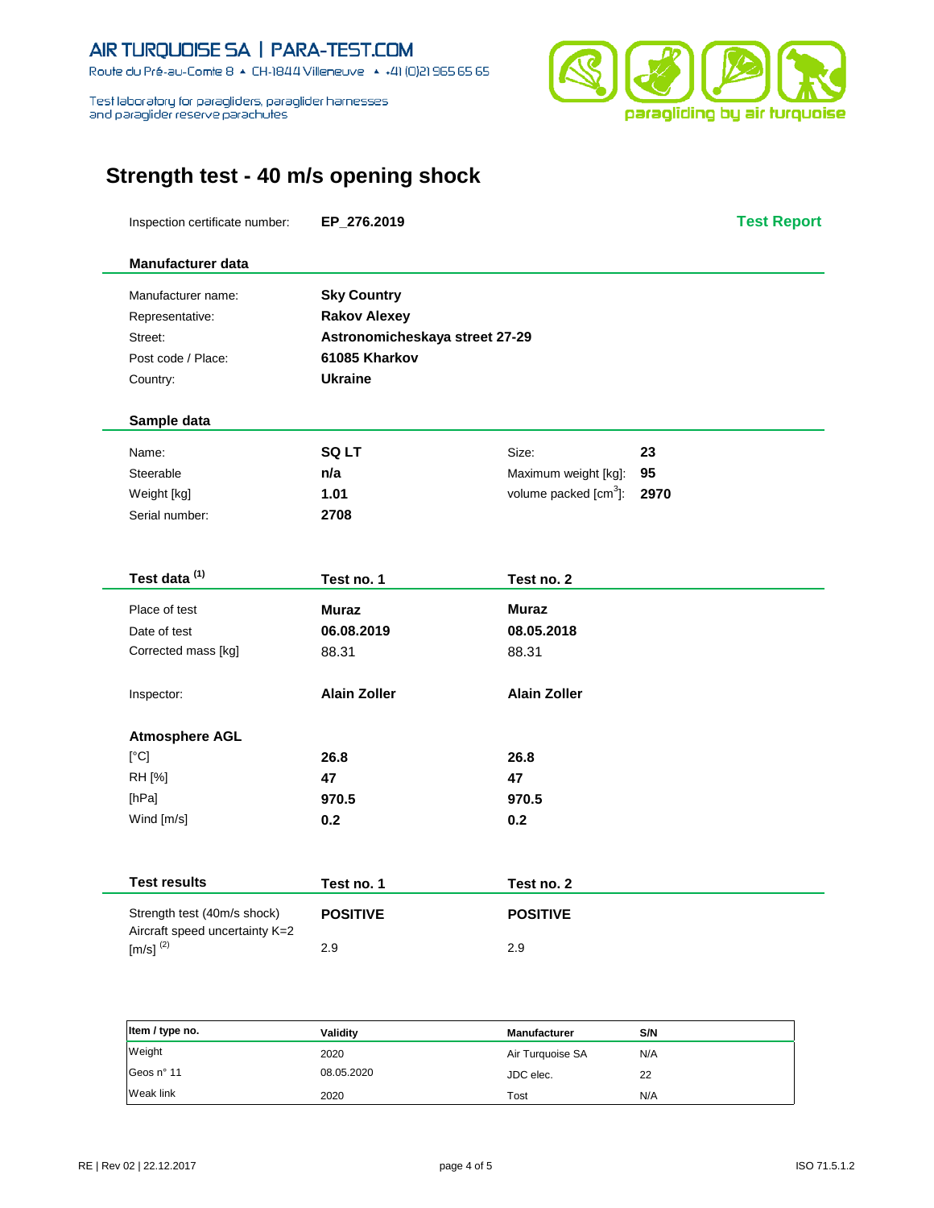AIR TURQUOISE SA | PARA-TEST.COM

Route du Pré-au-Comte 8 ▲ CH-1844 Villeneuve ▲ +41 (0)21 965 65 65

Test laboratory for paragliders, paraglider harnesses and paraglider reserve parachutes

paragliding by air turquoise

# Strength test - 40 m/s opening shock

Inspection certificate number: **EP_276.2019** — **Test Report**

## Manufacturer data

| | |
|---|---|
| Manufacturer name: | **Sky Country** |
| Representative: | **Rakov Alexey** |
| Street: | **Astronomicheskaya street 27-29** |
| Post code / Place: | **61085 Kharkov** |
| Country: | **Ukraine** |

## Sample data

| | | | |
|---|---|---|---|
| Name: | **SQ LT** | Size: | **23** |
| Steerable | **n/a** | Maximum weight [kg]: | **95** |
| Weight [kg] | **1.01** | volume packed [$cm^3$]: | **2970** |
| Serial number: | **2708** | | |

## Test data [1]

| Test data [1] | Test no. 1 | Test no. 2 |
|---|---|---|
| Place of test | **Muraz** | **Muraz** |
| Date of test | **06.08.2019** | **08.05.2018** |
| Corrected mass [kg] | 88.31 | 88.31 |
| Inspector: | **Alain Zoller** | **Alain Zoller** |
| **Atmosphere AGL** | | |
| [°C] | **26.8** | **26.8** |
| RH [%] | **47** | **47** |
| [hPa] | **970.5** | **970.5** |
| Wind [m/s] | **0.2** | **0.2** |

## Test results

| Test results | Test no. 1 | Test no. 2 |
|---|---|---|
| Strength test (40m/s shock) | **POSITIVE** | **POSITIVE** |
| Aircraft speed uncertainty K=2 [m/s] [2] | 2.9 | 2.9 |

| Item / type no. | Validity | Manufacturer | S/N |
|---|---|---|---|
| Weight | 2020 | Air Turquoise SA | N/A |
| Geos n° 11 | 08.05.2020 | JDC elec. | 22 |
| Weak link | 2020 | Tost | N/A |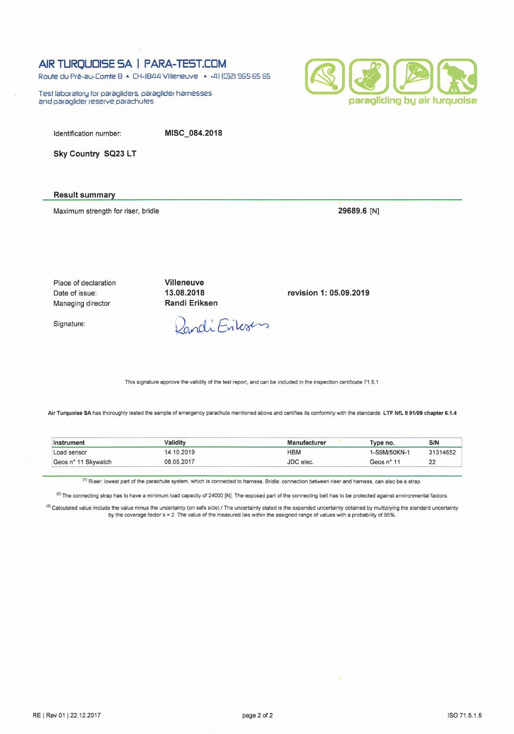# AIR TURQUOISE SA | PARA-TEST.COM

Route du Pré-au-Comte 8 ▲ CH-1844 Villeneuve ▲ +41 (0)21 965 65 65

Test laboratory for paragliders, paraglider harnesses and paraglider reserve parachutes

paragliding by air turquoise

Identification number: **MISC_084.2018**

**Sky Country SQ23 LT**

## Result summary

Maximum strength for riser, bridle **29689.6** [N]

| | | |
|---|---|---|
| Place of declaration | **Villeneuve** | |
| Date of issue: | **13.08.2018** | **revision 1: 05.09.2019** |
| Managing director | **Randi Eriksen** | |

Signature: Randi Eriksen

This signature approve the validity of the test report, and can be included in the inspection certificate 71.5.1

**Air Turquoise SA** has thoroughly tested the sample of emergency parachute mentioned above and certifies its conformity with the standards: **LTF NfL II 91/09 chapter 6.1.4**

| Instrument | Validity | Manufacturer | Type no. | S/N |
|---|---|---|---|---|
| Load sensor | 14.10.2019 | HBM | 1-S9M/50KN-1 | 31314652 |
| Geos n° 11 Skywatch | 08.05.2017 | JDC elec. | Geos n° 11 | 22 |

(1) Riser: lowest part of the parachute system, which is connected to harness. Bridle: connection between riser and harness, can also be a strap.

(2) The connecting strap has to have a minimum load capacity of 24000 [N]. The exposed part of the connecting belt has to be protected against environmental factors.

(3) Calculated value include the value minus the uncertainty (on safe side) / The uncertainty stated is the expanded uncertainty obtained by multiplying the standard uncertainty by the coverage factor k = 2. The value of the measured lies within the assigned range of values with a probability of 95%.

RE | Rev 01 | 22.12.2017 ISO 71.5.1.5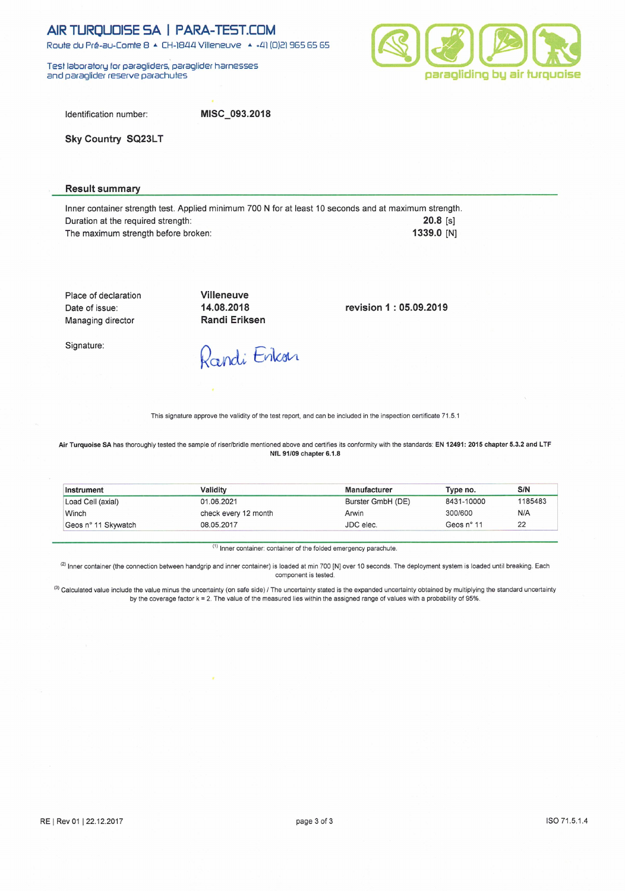# AIR TURQUOISE SA | PARA-TEST.COM

Route du Pré-au-Comte 8 ▲ CH-1844 Villeneuve ▲ +41 (0)21 965 65 65

Test laboratory for paragliders, paraglider harnesses and paraglider reserve parachutes

paragliding by air turquoise

Identification number: **MISC_093.2018**

**Sky Country SQ23LT**

## Result summary

Inner container strength test. Applied minimum 700 N for at least 10 seconds and at maximum strength.

| | |
|---|---|
| Duration at the required strength: | **20.8** [s] |
| The maximum strength before broken: | **1339.0** [N] |

| | | |
|---|---|---|
| Place of declaration | **Villeneuve** | |
| Date of issue: | **14.08.2018** | **revision 1 : 05.09.2019** |
| Managing director | **Randi Eriksen** | |

Signature: Randi Eriksen

This signature approve the validity of the test report, and can be included in the inspection certificate 71.5.1

**Air Turquoise SA** has thoroughly tested the sample of riser/bridle mentioned above and certifies its conformity with the standards: **EN 12491: 2015 chapter 5.3.2 and LTF NfL 91/09 chapter 6.1.8**

| Instrument | Validity | Manufacturer | Type no. | S/N |
|---|---|---|---|---|
| Load Cell (axial) | 01.06.2021 | Burster GmbH (DE) | 8431-10000 | 1185483 |
| Winch | check every 12 month | Arwin | 300/600 | N/A |
| Geos n° 11 Skywatch | 08.05.2017 | JDC elec. | Geos n° 11 | 22 |

(1) Inner container: container of the folded emergency parachute.

(2) Inner container (the connection between handgrip and inner container) is loaded at min 700 [N] over 10 seconds. The deployment system is loaded until breaking. Each component is tested.

(3) Calculated value include the value minus the uncertainty (on safe side) / The uncertainty stated is the expanded uncertainty obtained by multiplying the standard uncertainty by the coverage factor k = 2. The value of the measured lies within the assigned range of values with a probability of 95%.

RE | Rev 01 | 22.12.2017 ISO 71.5.1.4